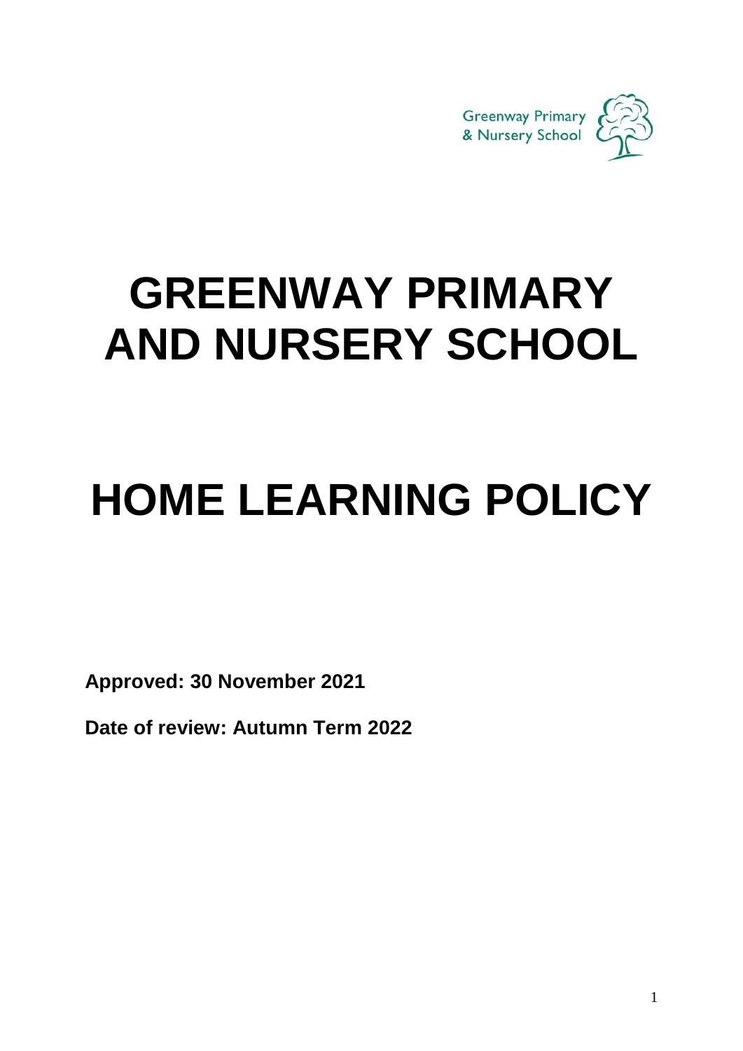Greenway Primary & Nursery School

# GREENWAY PRIMARY AND NURSERY SCHOOL

# HOME LEARNING POLICY

**Approved: 30 November 2021**

**Date of review: Autumn Term 2022**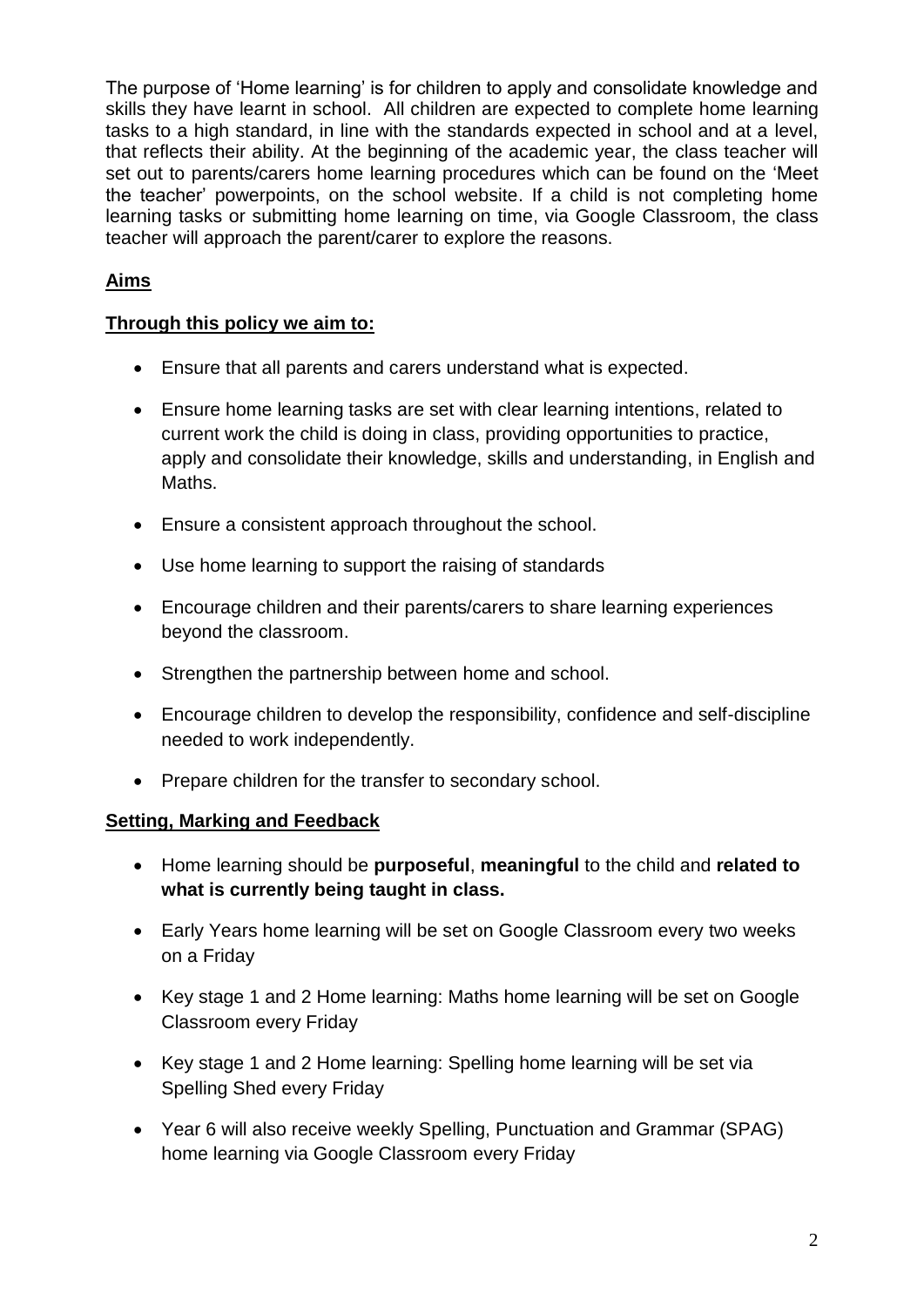The purpose of 'Home learning' is for children to apply and consolidate knowledge and skills they have learnt in school. All children are expected to complete home learning tasks to a high standard, in line with the standards expected in school and at a level, that reflects their ability. At the beginning of the academic year, the class teacher will set out to parents/carers home learning procedures which can be found on the 'Meet the teacher' powerpoints, on the school website. If a child is not completing home learning tasks or submitting home learning on time, via Google Classroom, the class teacher will approach the parent/carer to explore the reasons.

## Aims

### Through this policy we aim to:

- Ensure that all parents and carers understand what is expected.
- Ensure home learning tasks are set with clear learning intentions, related to current work the child is doing in class, providing opportunities to practice, apply and consolidate their knowledge, skills and understanding, in English and Maths.
- Ensure a consistent approach throughout the school.
- Use home learning to support the raising of standards
- Encourage children and their parents/carers to share learning experiences beyond the classroom.
- Strengthen the partnership between home and school.
- Encourage children to develop the responsibility, confidence and self-discipline needed to work independently.
- Prepare children for the transfer to secondary school.

## Setting, Marking and Feedback

- Home learning should be **purposeful**, **meaningful** to the child and **related to what is currently being taught in class.**
- Early Years home learning will be set on Google Classroom every two weeks on a Friday
- Key stage 1 and 2 Home learning: Maths home learning will be set on Google Classroom every Friday
- Key stage 1 and 2 Home learning: Spelling home learning will be set via Spelling Shed every Friday
- Year 6 will also receive weekly Spelling, Punctuation and Grammar (SPAG) home learning via Google Classroom every Friday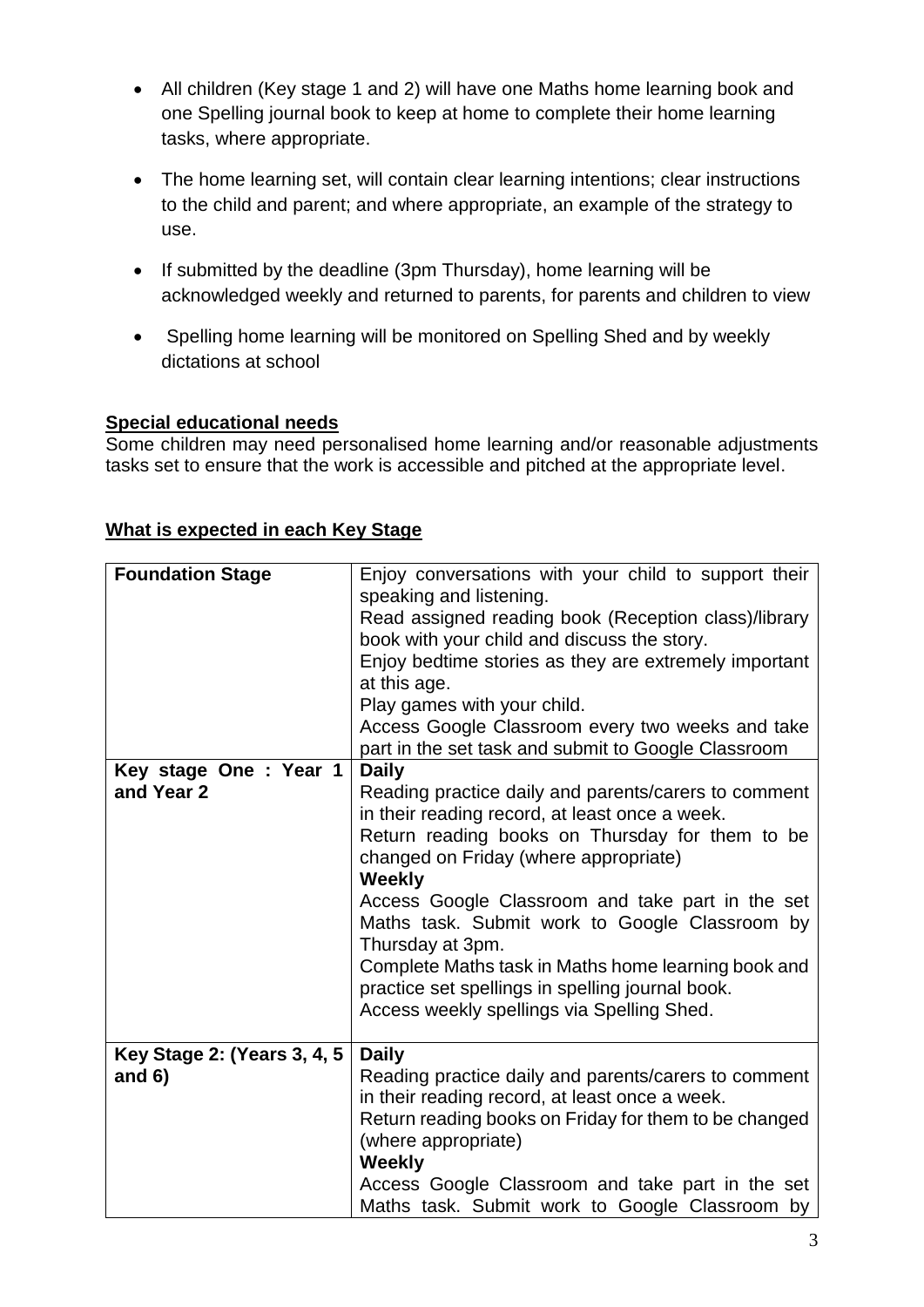- All children (Key stage 1 and 2) will have one Maths home learning book and one Spelling journal book to keep at home to complete their home learning tasks, where appropriate.

- The home learning set, will contain clear learning intentions; clear instructions to the child and parent; and where appropriate, an example of the strategy to use.

- If submitted by the deadline (3pm Thursday), home learning will be acknowledged weekly and returned to parents, for parents and children to view

- Spelling home learning will be monitored on Spelling Shed and by weekly dictations at school

## Special educational needs

Some children may need personalised home learning and/or reasonable adjustments tasks set to ensure that the work is accessible and pitched at the appropriate level.

## What is expected in each Key Stage

| | |
|---|---|
| **Foundation Stage** | Enjoy conversations with your child to support their speaking and listening.<br>Read assigned reading book (Reception class)/library book with your child and discuss the story.<br>Enjoy bedtime stories as they are extremely important at this age.<br>Play games with your child.<br>Access Google Classroom every two weeks and take part in the set task and submit to Google Classroom |
| **Key stage One : Year 1 and Year 2** | **Daily**<br>Reading practice daily and parents/carers to comment in their reading record, at least once a week.<br>Return reading books on Thursday for them to be changed on Friday (where appropriate)<br>**Weekly**<br>Access Google Classroom and take part in the set Maths task. Submit work to Google Classroom by Thursday at 3pm.<br>Complete Maths task in Maths home learning book and practice set spellings in spelling journal book.<br>Access weekly spellings via Spelling Shed. |
| **Key Stage 2: (Years 3, 4, 5 and 6)** | **Daily**<br>Reading practice daily and parents/carers to comment in their reading record, at least once a week.<br>Return reading books on Friday for them to be changed (where appropriate)<br>**Weekly**<br>Access Google Classroom and take part in the set Maths task. Submit work to Google Classroom by |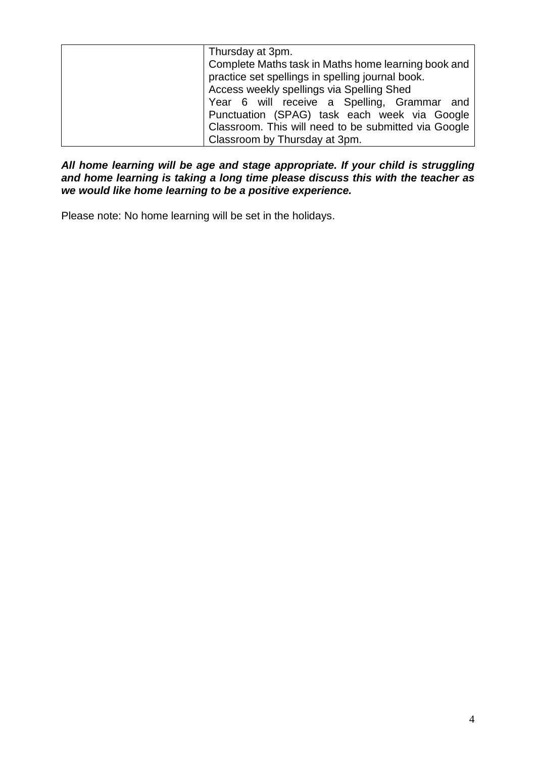| | |
|---|---|
| | Thursday at 3pm.<br>Complete Maths task in Maths home learning book and practice set spellings in spelling journal book.<br>Access weekly spellings via Spelling Shed<br>Year 6 will receive a Spelling, Grammar and Punctuation (SPAG) task each week via Google Classroom. This will need to be submitted via Google Classroom by Thursday at 3pm. |

***All home learning will be age and stage appropriate. If your child is struggling and home learning is taking a long time please discuss this with the teacher as we would like home learning to be a positive experience.***

Please note: No home learning will be set in the holidays.